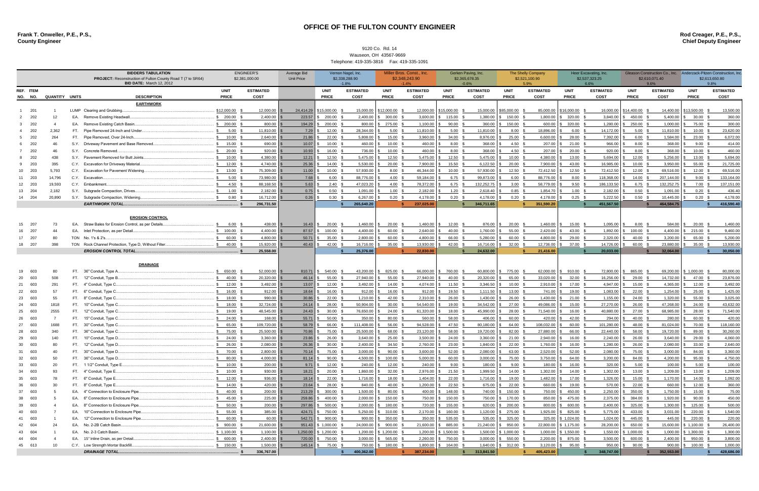# OFFICE OF THE FULTON COUNTY ENGINEER

**Frank T. Onweller, P.E., P.S.,**
**County Engineer**

**Rod Creager, P.E., P.S.,**
**Chief Deputy Engineer**

9120 Co. Rd. 14
Wauseon, OH 43567-9669
Telephone: 419-335-3816 Fax: 419-335-1091

| | | | | BIDDERS TABULATION<br>PROJECT: Reconstruction of Fulton County Road T (7 to SR64)<br>BID DATE: March 12, 2012 | ENGINEER'S<br>$2,381,000.00 | | Average Bid<br>Unit Price | Vernon Nagel, Inc.<br>$2,338,288.90<br>-1.8% | | Miller Bros. Const., Inc.<br>$2,348,243.90<br>-1.4% | | Gerken Paving, Inc.<br>$2,365,678.35<br>-0.6% | | The Shelly Company<br>$2,521,100.90<br>5.9% | | Heer Excavating, Inc.<br>$2,537,323.25<br>6.6% | | Gleason Construction Co., Inc.<br>$2,610,071.40<br>9.6% | | Anderzack-Pitzen Construction, Inc.<br>$2,613,650.80<br>9.8% | |
|---|---|---|---|---|---|---|---|---|---|---|---|---|---|---|---|---|---|---|---|---|---|
| REF. NO. | ITEM NO. | QUANTITY | UNITS | DESCRIPTION | UNIT PRICE | ESTIMATED COST | | UNIT PRICE | ESTIMATED COST | UNIT PRICE | ESTIMATED COST | UNIT PRICE | ESTIMATED COST | UNIT PRICE | ESTIMATED COST | UNIT PRICE | ESTIMATED COST | UNIT PRICE | ESTIMATED COST | UNIT PRICE | ESTIMATED COST |
| | | | | **EARTHWORK** | | | | | | | | | | | | | | | | | |
| 1 | 201 | 1 | LUMP | Clearing and Grubbing | 12,000.00 | 12,000.00 | 24,414.29 | 15,000.00 | 15,000.00 | 12,000.00 | 12,000.00 | 15,000.00 | 15,000.00 | 85,000.00 | 85,000.00 | 16,000.00 | 16,000.00 | 14,400.00 | 14,400.00 | 13,500.00 | 13,500.00 |
| 2 | 202 | 12 | EA. | Remove Existing Headwall | 200.00 | 2,400.00 | 223.57 | 200.00 | 2,400.00 | 300.00 | 3,600.00 | 115.00 | 1,380.00 | 150.00 | 1,800.00 | 320.00 | 3,840.00 | 450.00 | 5,400.00 | 30.00 | 360.00 |
| 3 | 202 | 4 | EA. | Remove Existing Catch Basin | 200.00 | 800.00 | 194.29 | 200.00 | 800.00 | 275.00 | 1,100.00 | 90.00 | 360.00 | 150.00 | 600.00 | 320.00 | 1,280.00 | 250.00 | 1,000.00 | 75.00 | 300.00 |
| 4 | 202 | 2,362 | FT. | Pipe Removed 24-Inch and Under | 5.00 | 11,810.00 | 7.29 | 12.00 | 28,344.00 | 5.00 | 11,810.00 | 5.00 | 11,810.00 | 8.00 | 18,896.00 | 6.00 | 14,172.00 | 5.00 | 11,810.00 | 10.00 | 23,620.00 |
| 5 | 202 | 264 | FT. | Pipe Removed, Over 24-Inch | 10.00 | 2,640.00 | 21.86 | 22.00 | 5,808.00 | 15.00 | 3,960.00 | 34.00 | 8,976.00 | 25.00 | 6,600.00 | 28.00 | 7,392.00 | 6.00 | 1,584.00 | 23.00 | 6,072.00 |
| 6 | 202 | 46 | S.Y. | Driveway Pavement and Base Removed | 15.00 | 690.00 | 10.07 | 10.00 | 460.00 | 10.00 | 460.00 | 8.00 | 368.00 | 4.50 | 207.00 | 21.00 | 966.00 | 8.00 | 368.00 | 9.00 | 414.00 |
| 7 | 202 | 46 | S.Y. | Concrete Removed | 20.00 | 920.00 | 10.93 | 16.00 | 736.00 | 10.00 | 460.00 | 8.00 | 368.00 | 4.50 | 207.00 | 20.00 | 920.00 | 8.00 | 368.00 | 10.00 | 460.00 |
| 8 | 202 | 438 | S.Y. | Pavement Removed for Butt Joints | 10.00 | 4,380.00 | 12.21 | 12.50 | 5,475.00 | 12.50 | 5,475.00 | 12.50 | 5,475.00 | 10.00 | 4,380.00 | 13.00 | 5,694.00 | 12.00 | 5,256.00 | 13.00 | 5,694.00 |
| 9 | 203 | 395 | C.Y. | Excavation for Driveway Material | 12.00 | 4,740.00 | 25.36 | 14.00 | 5,530.00 | 20.00 | 7,900.00 | 15.50 | 6,122.50 | 20.00 | 7,900.00 | 43.00 | 16,985.00 | 10.00 | 3,950.00 | 55.00 | 21,725.00 |
| 10 | 203 | 5,793 | C.Y. | Excavation for Pavement Widening | 13.00 | 75,309.00 | 11.00 | 10.00 | 57,930.00 | 8.00 | 46,344.00 | 10.00 | 57,930.00 | 12.50 | 72,412.50 | 12.50 | 72,412.50 | 12.00 | 69,516.00 | 12.00 | 69,516.00 |
| 11 | 203 | 14,796 | C.Y. | Excavation | 5.00 | 73,980.00 | 7.68 | 6.00 | 88,776.00 | 4.00 | 59,184.00 | 6.75 | 99,873.00 | 6.00 | 88,776.00 | 8.00 | 118,368.00 | 14.00 | 207,144.00 | 9.00 | 133,164.00 |
| 12 | 203 | 19,593 | C.Y. | Embankment | 4.50 | 88,168.50 | 5.63 | 2.40 | 47,023.20 | 4.00 | 78,372.00 | 6.75 | 132,252.75 | 3.00 | 58,779.00 | 9.50 | 186,133.50 | 6.75 | 132,252.75 | 7.00 | 137,151.00 |
| 13 | 204 | 2,182 | S.Y. | Subgrade Compaction, Drives | 1.00 | 2,182.00 | 0.75 | 0.50 | 1,091.00 | 1.00 | 2,182.00 | 1.20 | 2,618.40 | 0.85 | 1,854.70 | 1.00 | 2,182.00 | 0.50 | 1,091.00 | 0.20 | 436.40 |
| 14 | 204 | 20,890 | S.Y. | Subgrade Compaction, Widening | 0.80 | 16,712.00 | 0.26 | 0.30 | 6,267.00 | 0.20 | 4,178.00 | 0.20 | 4,178.00 | 0.20 | 4,178.00 | 0.25 | 5,222.50 | 0.50 | 10,445.00 | 0.20 | 4,178.00 |
| | | | | ***EARTHWORK TOTAL*** | | 296,731.50 | | | 265,640.20 | | 237,025.00 | | 346,711.65 | | 351,590.20 | | 451,567.50 | | 464,584.75 | | 416,590.40 |
| | | | | **EROSION CONTROL** | | | | | | | | | | | | | | | | | |
| 15 | 207 | 73 | EA. | Straw Bales for Erosion Control, as per Details | 6.00 | 438.00 | 16.43 | 20.00 | 1,460.00 | 20.00 | 1,460.00 | 12.00 | 876.00 | 20.00 | 1,460.00 | 15.00 | 1,095.00 | 8.00 | 584.00 | 20.00 | 1,460.00 |
| 16 | 207 | 44 | EA. | Inlet Protection, as per Detail | 100.00 | 4,400.00 | 87.57 | 100.00 | 4,400.00 | 60.00 | 2,640.00 | 40.00 | 1,760.00 | 55.00 | 2,420.00 | 43.00 | 1,892.00 | 100.00 | 4,400.00 | 215.00 | 9,460.00 |
| 17 | 207 | 80 | TON | No. 1's & 2's | 60.00 | 4,800.00 | 50.71 | 35.00 | 2,800.00 | 60.00 | 4,800.00 | 66.00 | 5,280.00 | 60.00 | 4,800.00 | 29.00 | 2,320.00 | 40.00 | 3,200.00 | 65.00 | 5,200.00 |
| 18 | 207 | 398 | TON | Rock Channel Protection, Type D, Without Filter | 40.00 | 15,920.00 | 40.43 | 42.00 | 16,716.00 | 35.00 | 13,930.00 | 42.00 | 16,716.00 | 32.00 | 12,736.00 | 37.00 | 14,726.00 | 60.00 | 23,880.00 | 35.00 | 13,930.00 |
| | | | | ***EROSION CONTROL TOTAL*** | | 25,558.00 | | | 25,376.00 | | 22,830.00 | | 24,632.00 | | 21,416.00 | | 20,033.00 | | 32,064.00 | | 30,050.00 |
| | | | | **DRAINAGE** | | | | | | | | | | | | | | | | | |
| 19 | 603 | 80 | FT. | 36" Conduit, Type A | 650.00 | 52,000.00 | 810.71 | 540.00 | 43,200.00 | 825.00 | 66,000.00 | 760.00 | 60,800.00 | 775.00 | 62,000.00 | 910.00 | 72,800.00 | 865.00 | 69,200.00 | 1,000.00 | 80,000.00 |
| 20 | 603 | 508 | FT. | 12" Conduit, Type B | 40.00 | 20,320.00 | 46.14 | 55.00 | 27,940.00 | 55.00 | 27,940.00 | 40.00 | 20,320.00 | 65.00 | 33,020.00 | 32.00 | 16,256.00 | 29.00 | 14,732.00 | 47.00 | 23,876.00 |
| 21 | 603 | 291 | FT. | 4" Conduit, Type C | 12.00 | 3,492.00 | 13.07 | 12.00 | 3,492.00 | 14.00 | 4,074.00 | 11.50 | 3,346.50 | 10.00 | 2,910.00 | 17.00 | 4,947.00 | 15.00 | 4,365.00 | 12.00 | 3,492.00 |
| 22 | 603 | 57 | FT. | 6" Conduit, Type C | 16.00 | 912.00 | 18.64 | 16.00 | 912.00 | 16.00 | 912.00 | 19.50 | 1,111.50 | 13.00 | 741.00 | 19.00 | 1,083.00 | 22.00 | 1,254.00 | 25.00 | 1,425.00 |
| 23 | 603 | 55 | FT. | 8" Conduit, Type C | 18.00 | 990.00 | 30.86 | 22.00 | 1,210.00 | 42.00 | 2,310.00 | 26.00 | 1,430.00 | 26.00 | 1,430.00 | 21.00 | 1,155.00 | 24.00 | 1,320.00 | 55.00 | 3,025.00 |
| 24 | 603 | 1818 | FT. | 10" Conduit, Type C | 18.00 | 32,724.00 | 24.14 | 28.00 | 50,904.00 | 30.00 | 54,540.00 | 19.00 | 34,542.00 | 27.00 | 49,086.00 | 15.00 | 27,270.00 | 26.00 | 47,268.00 | 24.00 | 43,632.00 |
| 25 | 603 | 2555 | FT. | 12" Conduit, Type C | 19.00 | 48,545.00 | 24.43 | 30.00 | 76,650.00 | 24.00 | 61,320.00 | 18.00 | 45,990.00 | 28.00 | 71,540.00 | 16.00 | 40,880.00 | 27.00 | 68,985.00 | 28.00 | 71,540.00 |
| 26 | 603 | 7 | FT. | 15" Conduit, Type C | 24.00 | 168.00 | 55.71 | 50.00 | 350.00 | 80.00 | 560.00 | 58.00 | 406.00 | 60.00 | 420.00 | 42.00 | 294.00 | 40.00 | 280.00 | 60.00 | 420.00 |
| 27 | 603 | 1688 | FT. | 30" Conduit, Type C | 65.00 | 109,720.00 | 58.79 | 66.00 | 111,408.00 | 56.00 | 94,528.00 | 47.50 | 80,180.00 | 64.00 | 108,032.00 | 60.00 | 101,280.00 | 48.00 | 81,024.00 | 70.00 | 118,160.00 |
| 28 | 603 | 340 | FT. | 36" Conduit, Type C | 75.00 | 25,500.00 | 70.86 | 75.00 | 25,500.00 | 68.00 | 23,120.00 | 58.00 | 19,720.00 | 82.00 | 27,880.00 | 66.00 | 22,440.00 | 58.00 | 19,720.00 | 89.00 | 30,260.00 |
| 29 | 603 | 140 | FT. | 10" Conduit, Type D | 24.00 | 3,360.00 | 23.86 | 26.00 | 3,640.00 | 25.00 | 3,500.00 | 24.00 | 3,360.00 | 21.00 | 2,940.00 | 16.00 | 2,240.00 | 26.00 | 3,640.00 | 29.00 | 4,060.00 |
| 30 | 603 | 80 | FT. | 12" Conduit, Type D | 26.00 | 2,080.00 | 26.36 | 30.00 | 2,400.00 | 34.50 | 2,760.00 | 23.00 | 1,840.00 | 22.00 | 1,760.00 | 16.00 | 1,280.00 | 26.00 | 2,080.00 | 33.00 | 2,640.00 |
| 31 | 603 | 40 | FT. | 30" Conduit, Type D | 70.00 | 2,800.00 | 70.14 | 75.00 | 3,000.00 | 90.00 | 3,600.00 | 52.00 | 2,080.00 | 63.00 | 2,520.00 | 52.00 | 2,080.00 | 75.00 | 3,000.00 | 84.00 | 3,360.00 |
| 32 | 603 | 50 | FT. | 36" Conduit, Type D | 80.00 | 4,000.00 | 81.14 | 90.00 | 4,500.00 | 100.00 | 5,000.00 | 60.00 | 3,000.00 | 75.00 | 3,750.00 | 64.00 | 3,200.00 | 84.00 | 4,200.00 | 95.00 | 4,750.00 |
| 33 | 603 | 20 | FT. | 1 1/2" Conduit, Type E | 10.00 | 200.00 | 9.71 | 12.00 | 240.00 | 12.00 | 240.00 | 9.00 | 180.00 | 9.00 | 180.00 | 16.00 | 320.00 | 5.00 | 100.00 | 5.00 | 100.00 |
| 34 | 603 | 93 | FT. | 4" Conduit, Type E | 10.00 | 930.00 | 18.21 | 20.00 | 1,860.00 | 32.00 | 2,976.00 | 21.50 | 1,999.50 | 14.00 | 1,302.00 | 14.00 | 1,302.00 | 13.00 | 1,209.00 | 13.00 | 1,209.00 |
| 35 | 603 | 78 | FT. | 6" Conduit, Type E | 12.00 | 936.00 | 18.14 | 22.00 | 1,716.00 | 18.00 | 1,404.00 | 22.00 | 1,716.00 | 19.00 | 1,482.00 | 17.00 | 1,326.00 | 15.00 | 1,170.00 | 14.00 | 1,092.00 |
| 36 | 603 | 30 | FT. | 8" Conduit, Type E | 14.00 | 420.00 | 23.64 | 28.00 | 840.00 | 40.00 | 1,200.00 | 22.50 | 675.00 | 22.00 | 660.00 | 19.00 | 570.00 | 22.00 | 660.00 | 12.00 | 360.00 |
| 37 | 603 | 5 | EA. | 4" Connection to Enclosure Pipe | 40.00 | 200.00 | 213.29 | 300.00 | 1,500.00 | 80.00 | 400.00 | 148.00 | 740.00 | 150.00 | 750.00 | 450.00 | 2,250.00 | 350.00 | 1,750.00 | 15.00 | 75.00 |
| 38 | 603 | 5 | EA. | 6" Connection to Enclosure Pipe | 45.00 | 225.00 | 259.86 | 400.00 | 2,000.00 | 150.00 | 750.00 | 150.00 | 750.00 | 170.00 | 850.00 | 475.00 | 2,375.00 | 384.00 | 1,920.00 | 90.00 | 450.00 |
| 39 | 603 | 4 | EA. | 8" Connection to Enclosure Pipe | 50.00 | 200.00 | 297.86 | 500.00 | 2,000.00 | 180.00 | 720.00 | 155.00 | 620.00 | 200.00 | 800.00 | 600.00 | 2,400.00 | 325.00 | 1,300.00 | 125.00 | 500.00 |
| 40 | 603 | 7 | EA. | 10" Connection to Enclosure Pipe | 55.00 | 385.00 | 424.71 | 750.00 | 5,250.00 | 310.00 | 2,170.00 | 160.00 | 1,120.00 | 275.00 | 1,925.00 | 825.00 | 5,775.00 | 433.00 | 3,031.00 | 220.00 | 1,540.00 |
| 41 | 603 | 1 | EA. | 12" Connection to Enclosure Pipe | 60.00 | 60.00 | 542.71 | 900.00 | 900.00 | 350.00 | 350.00 | 535.00 | 535.00 | 325.00 | 325.00 | 1,024.00 | 1,024.00 | 445.00 | 445.00 | 220.00 | 220.00 |
| 42 | 604 | 24 | EA. | No. 2-2B Catch Basin | 900.00 | 21,600.00 | 951.43 | 1,000.00 | 24,000.00 | 900.00 | 21,600.00 | 885.00 | 21,240.00 | 950.00 | 22,800.00 | 1,175.00 | 28,200.00 | 650.00 | 15,600.00 | 1,100.00 | 26,400.00 |
| 43 | 604 | 1 | EA. | No. 2-3 Catch Basin | 1,100.00 | 1,100.00 | 1,250.00 | 1,200.00 | 1,200.00 | 1,200.00 | 1,200.00 | 1,500.00 | 1,500.00 | 1,000.00 | 1,000.00 | 1,550.00 | 1,550.00 | 1,000.00 | 1,000.00 | 1,300.00 | 1,300.00 |
| 44 | 604 | 4 | EA. | 15" Inline Drain, as per Detail | 600.00 | 2,400.00 | 720.00 | 750.00 | 3,000.00 | 565.00 | 2,260.00 | 750.00 | 3,000.00 | 550.00 | 2,200.00 | 875.00 | 3,500.00 | 600.00 | 2,400.00 | 950.00 | 3,800.00 |
| 45 | 613 | 10 | C.Y. | Low Strength Mortar Backfill | 150.00 | 1,500.00 | 145.14 | 75.00 | 750.00 | 180.00 | 1,800.00 | 164.00 | 1,640.00 | 312.00 | 3,120.00 | 95.00 | 950.00 | 90.00 | 900.00 | 100.00 | 1,000.00 |
| | | | | ***DRAINAGE TOTAL*** | | 336,767.00 | | | 400,362.00 | | 387,234.00 | | 313,841.50 | | 405,423.00 | | 348,747.00 | | 352,553.00 | | 428,686.00 |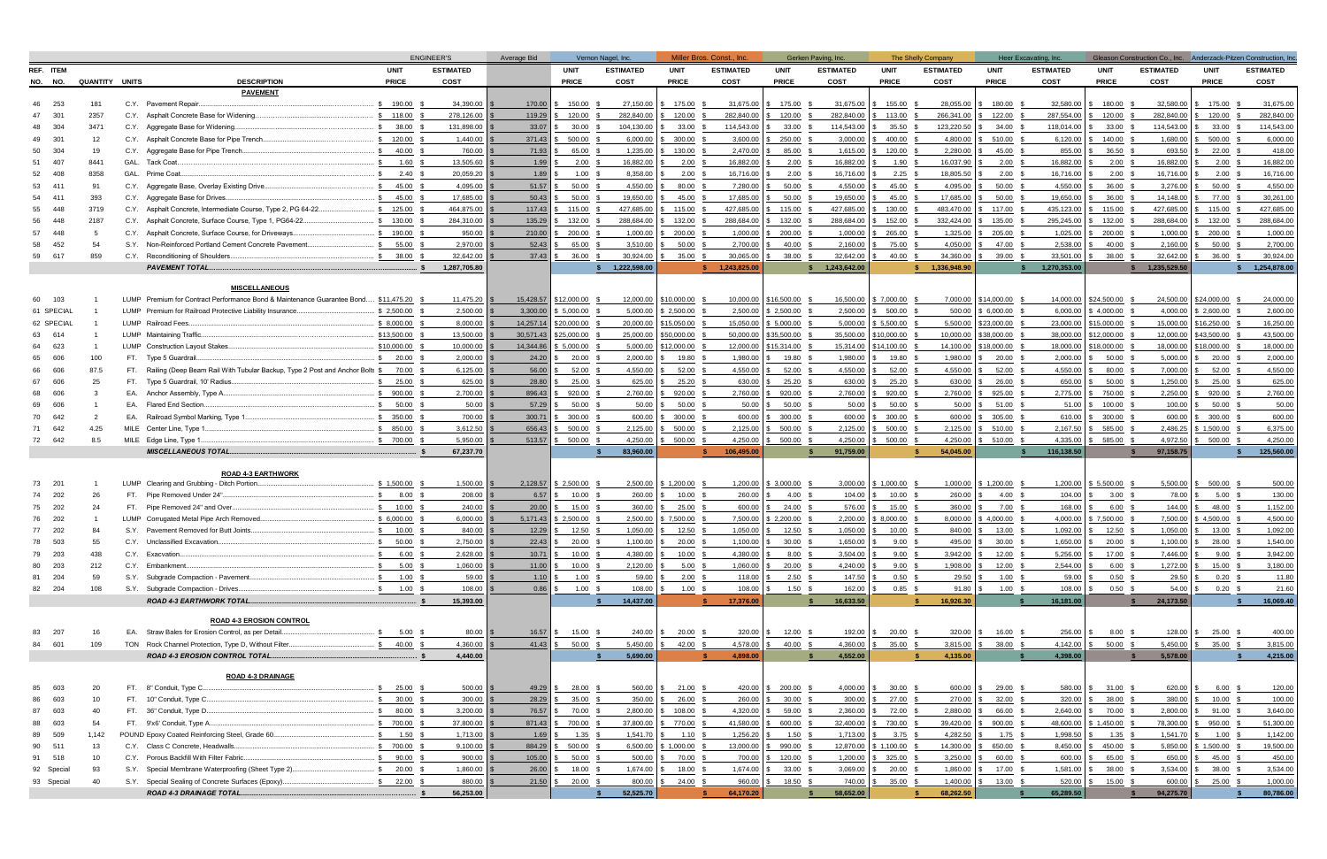| REF. NO. | ITEM NO. | QUANTITY | UNITS | DESCRIPTION | ENGINEER'S UNIT PRICE | ENGINEER'S ESTIMATED COST | Average Bid | Vernon Nagel, Inc. UNIT PRICE | Vernon Nagel, Inc. ESTIMATED COST | Miller Bros. Const., Inc. UNIT PRICE | Miller Bros. Const., Inc. ESTIMATED COST | Gerken Paving, Inc. UNIT PRICE | Gerken Paving, Inc. ESTIMATED COST | The Shelly Company UNIT PRICE | The Shelly Company ESTIMATED COST | Heer Excavating, Inc. UNIT PRICE | Heer Excavating, Inc. ESTIMATED COST | Gleason Construction Co., Inc. UNIT PRICE | Gleason Construction Co., Inc. ESTIMATED COST | Anderzack-Pitzen Construction, Inc. UNIT PRICE | Anderzack-Pitzen Construction, Inc. ESTIMATED COST |
|---|---|---|---|---|---|---|---|---|---|---|---|---|---|---|---|---|---|---|---|---|---|
| | | | | **PAVEMENT** | | | | | | | | | | | | | | | | | |
| 46 | 253 | 181 | C.Y. | Pavement Repair | $ 190.00 | $ 34,390.00 | $ 170.00 | $ 150.00 | $ 27,150.00 | $ 175.00 | $ 31,675.00 | $ 175.00 | $ 31,675.00 | $ 155.00 | $ 28,055.00 | $ 180.00 | $ 32,580.00 | $ 180.00 | $ 32,580.00 | $ 175.00 | $ 31,675.00 |
| 47 | 301 | 2357 | C.Y. | Asphalt Concrete Base for Widening | $ 118.00 | $ 278,126.00 | $ 119.29 | $ 120.00 | $ 282,840.00 | $ 120.00 | $ 282,840.00 | $ 120.00 | $ 282,840.00 | $ 113.00 | $ 266,341.00 | $ 122.00 | $ 287,554.00 | $ 120.00 | $ 282,840.00 | $ 120.00 | $ 282,840.00 |
| 48 | 304 | 3471 | C.Y. | Aggregate Base for Widening | $ 38.00 | $ 131,898.00 | $ 33.07 | $ 30.00 | $ 104,130.00 | $ 33.00 | $ 114,543.00 | $ 33.00 | $ 114,543.00 | $ 35.50 | $ 123,220.50 | $ 34.00 | $ 118,014.00 | $ 33.00 | $ 114,543.00 | $ 33.00 | $ 114,543.00 |
| 49 | 301 | 12 | C.Y. | Asphalt Concrete Base for Pipe Trench | $ 120.00 | $ 1,440.00 | $ 371.43 | $ 500.00 | $ 6,000.00 | $ 300.00 | $ 3,600.00 | $ 250.00 | $ 3,000.00 | $ 400.00 | $ 4,800.00 | $ 510.00 | $ 6,120.00 | $ 140.00 | $ 1,680.00 | $ 500.00 | $ 6,000.00 |
| 50 | 304 | 19 | C.Y. | Aggregate Base for Pipe Trench | $ 40.00 | $ 760.00 | $ 71.93 | $ 65.00 | $ 1,235.00 | $ 130.00 | $ 2,470.00 | $ 85.00 | $ 1,615.00 | $ 120.00 | $ 2,280.00 | $ 45.00 | $ 855.00 | $ 36.50 | $ 693.50 | $ 22.00 | $ 418.00 |
| 51 | 407 | 8441 | GAL. | Tack Coat | $ 1.60 | $ 13,505.60 | $ 1.99 | $ 2.00 | $ 16,882.00 | $ 2.00 | $ 16,882.00 | $ 2.00 | $ 16,882.00 | $ 1.90 | $ 16,037.90 | $ 2.00 | $ 16,882.00 | $ 2.00 | $ 16,882.00 | $ 2.00 | $ 16,882.00 |
| 52 | 408 | 8358 | GAL. | Prime Coat | $ 2.40 | $ 20,059.20 | $ 1.89 | $ 1.00 | $ 8,358.00 | $ 2.00 | $ 16,716.00 | $ 2.00 | $ 16,716.00 | $ 2.25 | $ 18,805.50 | $ 2.00 | $ 16,716.00 | $ 2.00 | $ 16,716.00 | $ 2.00 | $ 16,716.00 |
| 53 | 411 | 91 | C.Y. | Aggregate Base, Overlay Existing Drive | $ 45.00 | $ 4,095.00 | $ 51.57 | $ 50.00 | $ 4,550.00 | $ 80.00 | $ 7,280.00 | $ 50.00 | $ 4,550.00 | $ 45.00 | $ 4,095.00 | $ 50.00 | $ 4,550.00 | $ 36.00 | $ 3,276.00 | $ 50.00 | $ 4,550.00 |
| 54 | 411 | 393 | C.Y. | Aggregate Base for Drives | $ 45.00 | $ 17,685.00 | $ 50.43 | $ 50.00 | $ 19,650.00 | $ 45.00 | $ 17,685.00 | $ 50.00 | $ 19,650.00 | $ 45.00 | $ 17,685.00 | $ 50.00 | $ 19,650.00 | $ 36.00 | $ 14,148.00 | $ 77.00 | $ 30,261.00 |
| 55 | 448 | 3719 | C.Y. | Asphalt Concrete, Intermediate Course, Type 2, PG 64-22 | $ 125.00 | $ 464,875.00 | $ 117.43 | $ 115.00 | $ 427,685.00 | $ 115.00 | $ 427,685.00 | $ 115.00 | $ 427,685.00 | $ 130.00 | $ 483,470.00 | $ 117.00 | $ 435,123.00 | $ 115.00 | $ 427,685.00 | $ 115.00 | $ 427,685.00 |
| 56 | 448 | 2187 | C.Y. | Asphalt Concrete, Surface Course, Type 1, PG64-22 | $ 130.00 | $ 284,310.00 | $ 135.29 | $ 132.00 | $ 288,684.00 | $ 132.00 | $ 288,684.00 | $ 132.00 | $ 288,684.00 | $ 152.00 | $ 332,424.00 | $ 135.00 | $ 295,245.00 | $ 132.00 | $ 288,684.00 | $ 132.00 | $ 288,684.00 |
| 57 | 448 | 5 | C.Y. | Asphalt Concrete, Surface Course, for Driveways | $ 190.00 | $ 950.00 | $ 210.00 | $ 200.00 | $ 1,000.00 | $ 200.00 | $ 1,000.00 | $ 200.00 | $ 1,000.00 | $ 265.00 | $ 1,325.00 | $ 205.00 | $ 1,025.00 | $ 200.00 | $ 1,000.00 | $ 200.00 | $ 1,000.00 |
| 58 | 452 | 54 | S.Y. | Non-Reinforced Portland Cement Concrete Pavement | $ 55.00 | $ 2,970.00 | $ 52.43 | $ 65.00 | $ 3,510.00 | $ 50.00 | $ 2,700.00 | $ 40.00 | $ 2,160.00 | $ 75.00 | $ 4,050.00 | $ 47.00 | $ 2,538.00 | $ 40.00 | $ 2,160.00 | $ 50.00 | $ 2,700.00 |
| 59 | 617 | 859 | C.Y. | Reconditioning of Shoulders | $ 38.00 | $ 32,642.00 | $ 37.43 | $ 36.00 | $ 30,924.00 | $ 35.00 | $ 30,065.00 | $ 38.00 | $ 32,642.00 | $ 40.00 | $ 34,360.00 | $ 39.00 | $ 33,501.00 | $ 38.00 | $ 32,642.00 | $ 36.00 | $ 30,924.00 |
| | | | | ***PAVEMENT TOTAL*** | | $ 1,287,705.80 | | | $ 1,222,598.00 | | $ 1,243,825.00 | | $ 1,243,642.00 | | $ 1,336,948.90 | | $ 1,270,353.00 | | $ 1,235,529.50 | | $ 1,254,878.00 |
| | | | | **MISCELLANEOUS** | | | | | | | | | | | | | | | | | |
| 60 | 103 | 1 | LUMP | Premium for Contract Performance Bond & Maintenance Guarantee Bond | $11,475.20 | $ 11,475.20 | $ 15,428.57 | $12,000.00 | $ 12,000.00 | $10,000.00 | $ 10,000.00 | $16,500.00 | $ 16,500.00 | $ 7,000.00 | $ 7,000.00 | $14,000.00 | $ 14,000.00 | $24,500.00 | $ 24,500.00 | $24,000.00 | $ 24,000.00 |
| 61 | SPECIAL | 1 | LUMP | Premium for Railroad Protective Liability Insurance | $ 2,500.00 | $ 2,500.00 | $ 3,300.00 | $ 5,000.00 | $ 5,000.00 | $ 2,500.00 | $ 2,500.00 | $ 2,500.00 | $ 2,500.00 | $ 500.00 | $ 500.00 | $ 6,000.00 | $ 6,000.00 | $ 4,000.00 | $ 4,000.00 | $ 2,600.00 | $ 2,600.00 |
| 62 | SPECIAL | 1 | LUMP | Railroad Fees | $ 8,000.00 | $ 8,000.00 | $ 14,257.14 | $20,000.00 | $ 20,000.00 | $15,050.00 | $ 15,050.00 | $ 5,000.00 | $ 5,000.00 | $ 5,500.00 | $ 5,500.00 | $23,000.00 | $ 23,000.00 | $15,000.00 | $ 15,000.00 | $16,250.00 | $ 16,250.00 |
| 63 | 614 | 1 | LUMP | Maintaining Traffic | $13,500.00 | $ 13,500.00 | $ 30,571.43 | $25,000.00 | $ 25,000.00 | $50,000.00 | $ 50,000.00 | $35,500.00 | $ 35,500.00 | $10,000.00 | $ 10,000.00 | $38,000.00 | $ 38,000.00 | $12,000.00 | $ 12,000.00 | $43,500.00 | $ 43,500.00 |
| 64 | 623 | 1 | LUMP | Construction Layout Stakes | $10,000.00 | $ 10,000.00 | $ 14,344.86 | $ 5,000.00 | $ 5,000.00 | $12,000.00 | $ 12,000.00 | $15,314.00 | $ 15,314.00 | $14,100.00 | $ 14,100.00 | $18,000.00 | $ 18,000.00 | $18,000.00 | $ 18,000.00 | $18,000.00 | $ 18,000.00 |
| 65 | 606 | 100 | FT. | Type 5 Guardrail | $ 20.00 | $ 2,000.00 | $ 24.20 | $ 20.00 | $ 2,000.00 | $ 19.80 | $ 1,980.00 | $ 19.80 | $ 1,980.00 | $ 19.80 | $ 1,980.00 | $ 20.00 | $ 2,000.00 | $ 50.00 | $ 5,000.00 | $ 20.00 | $ 2,000.00 |
| 66 | 606 | 87.5 | FT. | Railing (Deep Beam Rail With Tubular Backup, Type 2 Post and Anchor Bolts | $ 70.00 | $ 6,125.00 | $ 56.00 | $ 52.00 | $ 4,550.00 | $ 52.00 | $ 4,550.00 | $ 52.00 | $ 4,550.00 | $ 52.00 | $ 4,550.00 | $ 52.00 | $ 4,550.00 | $ 80.00 | $ 7,000.00 | $ 52.00 | $ 4,550.00 |
| 67 | 606 | 25 | FT. | Type 5 Guardrail, 10' Radius | $ 25.00 | $ 625.00 | $ 28.80 | $ 25.00 | $ 625.00 | $ 25.20 | $ 630.00 | $ 25.20 | $ 630.00 | $ 25.20 | $ 630.00 | $ 26.00 | $ 650.00 | $ 50.00 | $ 1,250.00 | $ 25.00 | $ 625.00 |
| 68 | 606 | 3 | EA. | Anchor Assembly, Type A | $ 900.00 | $ 2,700.00 | $ 896.43 | $ 920.00 | $ 2,760.00 | $ 920.00 | $ 2,760.00 | $ 920.00 | $ 2,760.00 | $ 920.00 | $ 2,760.00 | $ 925.00 | $ 2,775.00 | $ 750.00 | $ 2,250.00 | $ 920.00 | $ 2,760.00 |
| 69 | 606 | 1 | EA. | Flared End Section | $ 50.00 | $ 50.00 | $ 57.29 | $ 50.00 | $ 50.00 | $ 50.00 | $ 50.00 | $ 50.00 | $ 50.00 | $ 50.00 | $ 50.00 | $ 51.00 | $ 51.00 | $ 100.00 | $ 100.00 | $ 50.00 | $ 50.00 |
| 70 | 642 | 2 | EA. | Railroad Symbol Marking, Type 1 | $ 350.00 | $ 700.00 | $ 300.71 | $ 300.00 | $ 600.00 | $ 300.00 | $ 600.00 | $ 300.00 | $ 600.00 | $ 300.00 | $ 600.00 | $ 305.00 | $ 610.00 | $ 300.00 | $ 600.00 | $ 300.00 | $ 600.00 |
| 71 | 642 | 4.25 | MILE | Center Line, Type 1 | $ 850.00 | $ 3,612.50 | $ 656.43 | $ 500.00 | $ 2,125.00 | $ 500.00 | $ 2,125.00 | $ 500.00 | $ 2,125.00 | $ 500.00 | $ 2,125.00 | $ 510.00 | $ 2,167.50 | $ 585.00 | $ 2,486.25 | $ 1,500.00 | $ 6,375.00 |
| 72 | 642 | 8.5 | MILE | Edge Line, Type 1 | $ 700.00 | $ 5,950.00 | $ 513.57 | $ 500.00 | $ 4,250.00 | $ 500.00 | $ 4,250.00 | $ 500.00 | $ 4,250.00 | $ 500.00 | $ 4,250.00 | $ 510.00 | $ 4,335.00 | $ 585.00 | $ 4,972.50 | $ 500.00 | $ 4,250.00 |
| | | | | ***MISCELLANEOUS TOTAL*** | | $ 67,237.70 | | | $ 83,960.00 | | $ 106,495.00 | | $ 91,759.00 | | $ 54,045.00 | | $ 116,138.50 | | $ 97,158.75 | | $ 125,560.00 |
| | | | | **ROAD 4-3 EARTHWORK** | | | | | | | | | | | | | | | | | |
| 73 | 201 | 1 | LUMP | Clearing and Grubbing - Ditch Portion | $ 1,500.00 | $ 1,500.00 | $ 2,128.57 | $ 2,500.00 | $ 2,500.00 | $ 1,200.00 | $ 1,200.00 | $ 3,000.00 | $ 3,000.00 | $ 1,000.00 | $ 1,000.00 | $ 1,200.00 | $ 1,200.00 | $ 5,500.00 | $ 5,500.00 | $ 500.00 | $ 500.00 |
| 74 | 202 | 26 | FT. | Pipe Removed Under 24" | $ 8.00 | $ 208.00 | $ 6.57 | $ 10.00 | $ 260.00 | $ 10.00 | $ 260.00 | $ 4.00 | $ 104.00 | $ 10.00 | $ 260.00 | $ 4.00 | $ 104.00 | $ 3.00 | $ 78.00 | $ 5.00 | $ 130.00 |
| 75 | 202 | 24 | FT. | Pipe Removed 24" and Over | $ 10.00 | $ 240.00 | $ 20.00 | $ 15.00 | $ 360.00 | $ 25.00 | $ 600.00 | $ 24.00 | $ 576.00 | $ 15.00 | $ 360.00 | $ 7.00 | $ 168.00 | $ 6.00 | $ 144.00 | $ 48.00 | $ 1,152.00 |
| 76 | 202 | 1 | LUMP | Corrugated Metal Pipe Arch Removed | $ 6,000.00 | $ 6,000.00 | $ 5,171.43 | $ 2,500.00 | $ 2,500.00 | $ 7,500.00 | $ 7,500.00 | $ 2,200.00 | $ 2,200.00 | $ 8,000.00 | $ 8,000.00 | $ 4,000.00 | $ 4,000.00 | $ 7,500.00 | $ 7,500.00 | $ 4,500.00 | $ 4,500.00 |
| 77 | 202 | 84 | S.Y. | Pavement Removed for Butt Joints | $ 10.00 | $ 840.00 | $ 12.29 | $ 12.50 | $ 1,050.00 | $ 12.50 | $ 1,050.00 | $ 12.50 | $ 1,050.00 | $ 10.00 | $ 840.00 | $ 13.00 | $ 1,092.00 | $ 12.50 | $ 1,050.00 | $ 13.00 | $ 1,092.00 |
| 78 | 503 | 55 | C.Y. | Unclassified Excavation | $ 50.00 | $ 2,750.00 | $ 22.43 | $ 20.00 | $ 1,100.00 | $ 20.00 | $ 1,100.00 | $ 30.00 | $ 1,650.00 | $ 9.00 | $ 495.00 | $ 30.00 | $ 1,650.00 | $ 20.00 | $ 1,100.00 | $ 28.00 | $ 1,540.00 |
| 79 | 203 | 438 | C.Y. | Exacvation | $ 6.00 | $ 2,628.00 | $ 10.71 | $ 10.00 | $ 4,380.00 | $ 10.00 | $ 4,380.00 | $ 8.00 | $ 3,504.00 | $ 9.00 | $ 3,942.00 | $ 12.00 | $ 5,256.00 | $ 17.00 | $ 7,446.00 | $ 9.00 | $ 3,942.00 |
| 80 | 203 | 212 | C.Y. | Embankment | $ 5.00 | $ 1,060.00 | $ 11.00 | $ 10.00 | $ 2,120.00 | $ 5.00 | $ 1,060.00 | $ 20.00 | $ 4,240.00 | $ 9.00 | $ 1,908.00 | $ 12.00 | $ 2,544.00 | $ 6.00 | $ 1,272.00 | $ 15.00 | $ 3,180.00 |
| 81 | 204 | 59 | S.Y. | Subgrade Compaction - Pavement | $ 1.00 | $ 59.00 | $ 1.10 | $ 1.00 | $ 59.00 | $ 2.00 | $ 118.00 | $ 2.50 | $ 147.50 | $ 0.50 | $ 29.50 | $ 1.00 | $ 59.00 | $ 0.50 | $ 29.50 | $ 0.20 | $ 11.80 |
| 82 | 204 | 108 | S.Y. | Subgrade Compaction - Drives | $ 1.00 | $ 108.00 | $ 0.86 | $ 1.00 | $ 108.00 | $ 1.00 | $ 108.00 | $ 1.50 | $ 162.00 | $ 0.85 | $ 91.80 | $ 1.00 | $ 108.00 | $ 0.50 | $ 54.00 | $ 0.20 | $ 21.60 |
| | | | | ***ROAD 4-3 EARTHWORK TOTAL*** | | $ 15,393.00 | | | $ 14,437.00 | | $ 17,376.00 | | $ 16,633.50 | | $ 16,926.30 | | $ 16,181.00 | | $ 24,173.50 | | $ 16,069.40 |
| | | | | **ROAD 4-3 EROSION CONTROL** | | | | | | | | | | | | | | | | | |
| 83 | 207 | 16 | EA. | Straw Bales for Erosion Control, as per Detail | $ 5.00 | $ 80.00 | $ 16.57 | $ 15.00 | $ 240.00 | $ 20.00 | $ 320.00 | $ 12.00 | $ 192.00 | $ 20.00 | $ 320.00 | $ 16.00 | $ 256.00 | $ 8.00 | $ 128.00 | $ 25.00 | $ 400.00 |
| 84 | 601 | 109 | TON | Rock Channel Protection, Type D, Without Filter | $ 40.00 | $ 4,360.00 | $ 41.43 | $ 50.00 | $ 5,450.00 | $ 42.00 | $ 4,578.00 | $ 40.00 | $ 4,360.00 | $ 35.00 | $ 3,815.00 | $ 38.00 | $ 4,142.00 | $ 50.00 | $ 5,450.00 | $ 35.00 | $ 3,815.00 |
| | | | | ***ROAD 4-3 EROSION CONTROL TOTAL*** | | $ 4,440.00 | | | $ 5,690.00 | | $ 4,898.00 | | $ 4,552.00 | | $ 4,135.00 | | $ 4,398.00 | | $ 5,578.00 | | $ 4,215.00 |
| | | | | **ROAD 4-3 DRAINAGE** | | | | | | | | | | | | | | | | | |
| 85 | 603 | 20 | FT. | 8" Conduit, Type C | $ 25.00 | $ 500.00 | $ 49.29 | $ 28.00 | $ 560.00 | $ 21.00 | $ 420.00 | $ 200.00 | $ 4,000.00 | $ 30.00 | $ 600.00 | $ 29.00 | $ 580.00 | $ 31.00 | $ 620.00 | $ 6.00 | $ 120.00 |
| 86 | 603 | 10 | FT. | 10" Conduit, Type C | $ 30.00 | $ 300.00 | $ 28.29 | $ 35.00 | $ 350.00 | $ 26.00 | $ 260.00 | $ 30.00 | $ 300.00 | $ 27.00 | $ 270.00 | $ 32.00 | $ 320.00 | $ 38.00 | $ 380.00 | $ 10.00 | $ 100.00 |
| 87 | 603 | 40 | FT. | 36" Conduit, Type D | $ 80.00 | $ 3,200.00 | $ 76.57 | $ 70.00 | $ 2,800.00 | $ 108.00 | $ 4,320.00 | $ 59.00 | $ 2,360.00 | $ 72.00 | $ 2,880.00 | $ 66.00 | $ 2,640.00 | $ 70.00 | $ 2,800.00 | $ 91.00 | $ 3,640.00 |
| 88 | 603 | 54 | FT. | 9'x6' Conduit, Type A | $ 700.00 | $ 37,800.00 | $ 871.43 | $ 700.00 | $ 37,800.00 | $ 770.00 | $ 41,580.00 | $ 600.00 | $ 32,400.00 | $ 730.00 | $ 39,420.00 | $ 900.00 | $ 48,600.00 | $ 1,450.00 | $ 78,300.00 | $ 950.00 | $ 51,300.00 |
| 89 | 509 | 1,142 | POUND | Epoxy Coated Reinforcing Steel, Grade 60 | $ 1.50 | $ 1,713.00 | $ 1.69 | $ 1.35 | $ 1,541.70 | $ 1.10 | $ 1,256.20 | $ 1.50 | $ 1,713.00 | $ 3.75 | $ 4,282.50 | $ 1.75 | $ 1,998.50 | $ 1.35 | $ 1,541.70 | $ 1.00 | $ 1,142.00 |
| 90 | 511 | 13 | C.Y. | Class C Concrete, Headwalls | $ 700.00 | $ 9,100.00 | $ 884.29 | $ 500.00 | $ 6,500.00 | $ 1,000.00 | $ 13,000.00 | $ 990.00 | $ 12,870.00 | $ 1,100.00 | $ 14,300.00 | $ 650.00 | $ 8,450.00 | $ 450.00 | $ 5,850.00 | $ 1,500.00 | $ 19,500.00 |
| 91 | 518 | 10 | C.Y. | Porous Backfill With Filter Fabric | $ 90.00 | $ 900.00 | $ 105.00 | $ 50.00 | $ 500.00 | $ 70.00 | $ 700.00 | $ 120.00 | $ 1,200.00 | $ 325.00 | $ 3,250.00 | $ 60.00 | $ 600.00 | $ 65.00 | $ 650.00 | $ 45.00 | $ 450.00 |
| 92 | Special | 93 | S.Y. | Special Membrane Waterproofing (Sheet Type 2) | $ 20.00 | $ 1,860.00 | $ 26.00 | $ 18.00 | $ 1,674.00 | $ 18.00 | $ 1,674.00 | $ 33.00 | $ 3,069.00 | $ 20.00 | $ 1,860.00 | $ 17.00 | $ 1,581.00 | $ 38.00 | $ 3,534.00 | $ 38.00 | $ 3,534.00 |
| 93 | Special | 40 | S.Y. | Special Sealing of Concrete Surfaces (Epoxy) | $ 22.00 | $ 880.00 | $ 21.50 | $ 20.00 | $ 800.00 | $ 24.00 | $ 960.00 | $ 18.50 | $ 740.00 | $ 35.00 | $ 1,400.00 | $ 13.00 | $ 520.00 | $ 15.00 | $ 600.00 | $ 25.00 | $ 1,000.00 |
| | | | | ***ROAD 4-3 DRAINAGE TOTAL*** | | $ 56,253.00 | | | $ 52,525.70 | | $ 64,170.20 | | $ 58,652.00 | | $ 68,262.50 | | $ 65,289.50 | | $ 94,275.70 | | $ 80,786.00 |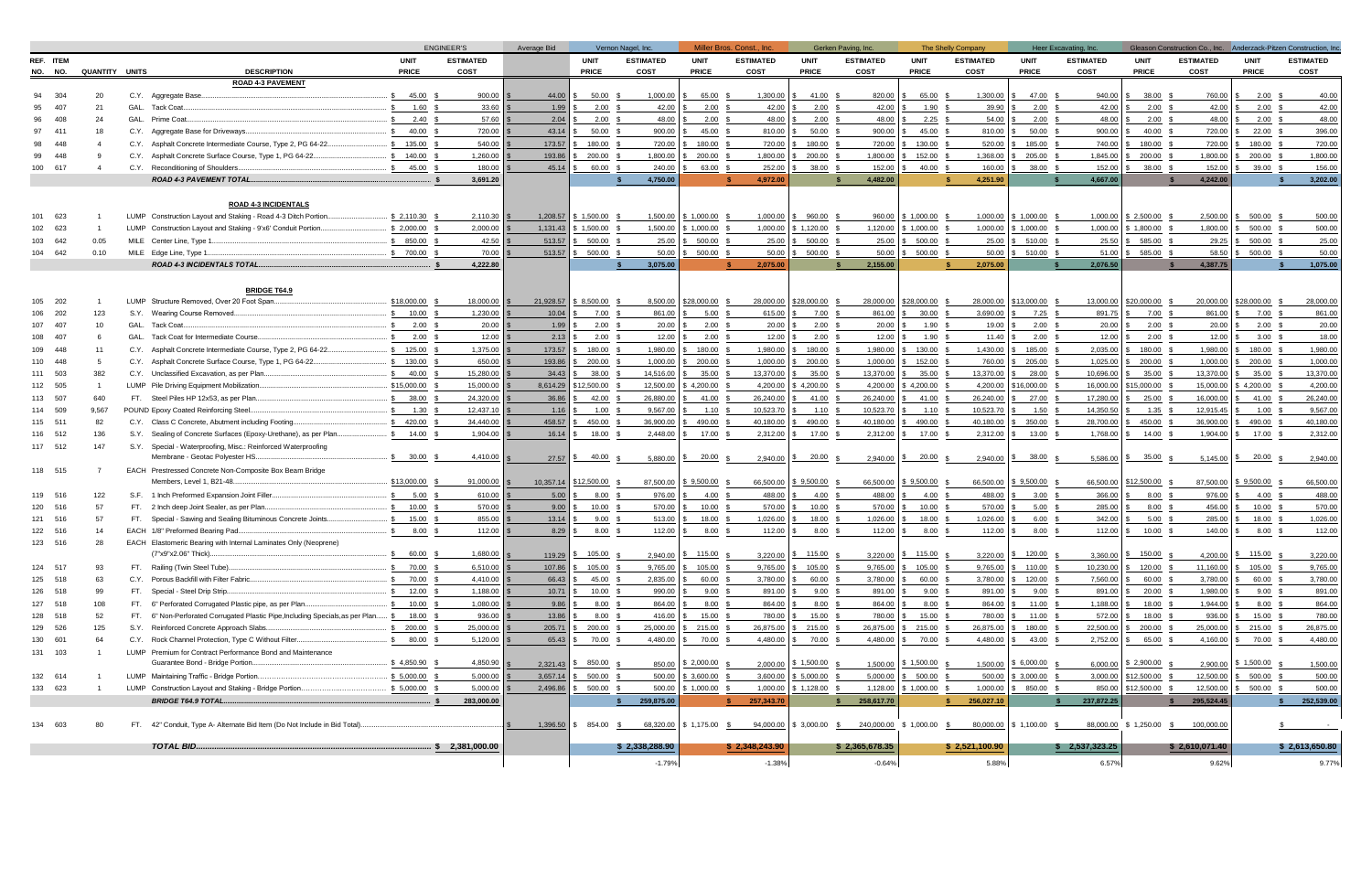| REF. NO. | ITEM NO. | QUANTITY | UNITS | DESCRIPTION | ENGINEER'S UNIT PRICE | ENGINEER'S ESTIMATED COST | Average Bid | Vernon Nagel, Inc. UNIT PRICE | Vernon Nagel, Inc. ESTIMATED COST | Miller Bros. Const., Inc. UNIT PRICE | Miller Bros. Const., Inc. ESTIMATED COST | Gerken Paving, Inc. UNIT PRICE | Gerken Paving, Inc. ESTIMATED COST | The Shelly Company UNIT PRICE | The Shelly Company ESTIMATED COST | Heer Excavating, Inc. UNIT PRICE | Heer Excavating, Inc. ESTIMATED COST | Gleason Construction Co., Inc. UNIT PRICE | Gleason Construction Co., Inc. ESTIMATED COST | Anderzack-Pitzen Construction, Inc. UNIT PRICE | Anderzack-Pitzen Construction, Inc. ESTIMATED COST |
|---|---|---|---|---|---|---|---|---|---|---|---|---|---|---|---|---|---|---|---|---|---|
| | | | | **ROAD 4-3 PAVEMENT** | | | | | | | | | | | | | | | | | |
| 94 | 304 | 20 | C.Y. | Aggregate Base | $ 45.00 | $ 900.00 | $ 44.00 | $ 50.00 | $ 1,000.00 | $ 65.00 | $ 1,300.00 | $ 41.00 | $ 820.00 | $ 65.00 | $ 1,300.00 | $ 47.00 | $ 940.00 | $ 38.00 | $ 760.00 | $ 2.00 | $ 40.00 |
| 95 | 407 | 21 | GAL. | Tack Coat | $ 1.60 | $ 33.60 | $ 1.99 | $ 2.00 | $ 42.00 | $ 2.00 | $ 42.00 | $ 2.00 | $ 42.00 | $ 1.90 | $ 39.90 | $ 2.00 | $ 42.00 | $ 2.00 | $ 42.00 | $ 2.00 | $ 42.00 |
| 96 | 408 | 24 | GAL. | Prime Coat | $ 2.40 | $ 57.60 | $ 2.04 | $ 2.00 | $ 48.00 | $ 2.00 | $ 48.00 | $ 2.00 | $ 48.00 | $ 2.25 | $ 54.00 | $ 2.00 | $ 48.00 | $ 2.00 | $ 48.00 | $ 2.00 | $ 48.00 |
| 97 | 411 | 18 | C.Y. | Aggregate Base for Driveways | $ 40.00 | $ 720.00 | $ 43.14 | $ 50.00 | $ 900.00 | $ 45.00 | $ 810.00 | $ 50.00 | $ 900.00 | $ 45.00 | $ 810.00 | $ 50.00 | $ 900.00 | $ 40.00 | $ 720.00 | $ 22.00 | $ 396.00 |
| 98 | 448 | 4 | C.Y. | Asphalt Concrete Intermediate Course, Type 2, PG 64-22 | $ 135.00 | $ 540.00 | $ 173.57 | $ 180.00 | $ 720.00 | $ 180.00 | $ 720.00 | $ 180.00 | $ 720.00 | $ 130.00 | $ 520.00 | $ 185.00 | $ 740.00 | $ 180.00 | $ 720.00 | $ 180.00 | $ 720.00 |
| 99 | 448 | 9 | C.Y. | Asphalt Concrete Surface Course, Type 1, PG 64-22 | $ 140.00 | $ 1,260.00 | $ 193.86 | $ 200.00 | $ 1,800.00 | $ 200.00 | $ 1,800.00 | $ 200.00 | $ 1,800.00 | $ 152.00 | $ 1,368.00 | $ 205.00 | $ 1,845.00 | $ 200.00 | $ 1,800.00 | $ 200.00 | $ 1,800.00 |
| 100 | 617 | 4 | C.Y. | Reconditioning of Shoulders | $ 45.00 | $ 180.00 | $ 45.14 | $ 60.00 | $ 240.00 | $ 63.00 | $ 252.00 | $ 38.00 | $ 152.00 | $ 40.00 | $ 160.00 | $ 38.00 | $ 152.00 | $ 38.00 | $ 152.00 | $ 39.00 | $ 156.00 |
| | | | | ***ROAD 4-3 PAVEMENT TOTAL*** | | $ 3,691.20 | | | $ 4,750.00 | | $ 4,972.00 | | $ 4,482.00 | | $ 4,251.90 | | $ 4,667.00 | | $ 4,242.00 | | $ 3,202.00 |
| | | | | **ROAD 4-3 INCIDENTALS** | | | | | | | | | | | | | | | | | |
| 101 | 623 | 1 | LUMP | Construction Layout and Staking - Road 4-3 Ditch Portion | $ 2,110.30 | $ 2,110.30 | $ 1,208.57 | $ 1,500.00 | $ 1,500.00 | $ 1,000.00 | $ 1,000.00 | $ 960.00 | $ 960.00 | $ 1,000.00 | $ 1,000.00 | $ 1,000.00 | $ 1,000.00 | $ 2,500.00 | $ 2,500.00 | $ 500.00 | $ 500.00 |
| 102 | 623 | 1 | LUMP | Construction Layout and Staking - 9'x6' Conduit Portion | $ 2,000.00 | $ 2,000.00 | $ 1,131.43 | $ 1,500.00 | $ 1,500.00 | $ 1,000.00 | $ 1,000.00 | $ 1,120.00 | $ 1,120.00 | $ 1,000.00 | $ 1,000.00 | $ 1,000.00 | $ 1,000.00 | $ 1,800.00 | $ 1,800.00 | $ 500.00 | $ 500.00 |
| 103 | 642 | 0.05 | MILE | Center Line, Type 1 | $ 850.00 | $ 42.50 | $ 513.57 | $ 500.00 | $ 25.00 | $ 500.00 | $ 25.00 | $ 500.00 | $ 25.00 | $ 500.00 | $ 25.00 | $ 510.00 | $ 25.50 | $ 585.00 | $ 29.25 | $ 500.00 | $ 25.00 |
| 104 | 642 | 0.10 | MILE | Edge Line, Type 1 | $ 700.00 | $ 70.00 | $ 513.57 | $ 500.00 | $ 50.00 | $ 500.00 | $ 50.00 | $ 500.00 | $ 50.00 | $ 500.00 | $ 50.00 | $ 510.00 | $ 51.00 | $ 585.00 | $ 58.50 | $ 500.00 | $ 50.00 |
| | | | | ***ROAD 4-3 INCIDENTALS TOTAL*** | | $ 4,222.80 | | | $ 3,075.00 | | $ 2,075.00 | | $ 2,155.00 | | $ 2,075.00 | | $ 2,076.50 | | $ 4,387.75 | | $ 1,075.00 |
| | | | | **BRIDGE T64.9** | | | | | | | | | | | | | | | | | |
| 105 | 202 | 1 | LUMP | Structure Removed, Over 20 Foot Span | $18,000.00 | $ 18,000.00 | $ 21,928.57 | $ 8,500.00 | $ 8,500.00 | $28,000.00 | $ 28,000.00 | $28,000.00 | $ 28,000.00 | $28,000.00 | $ 28,000.00 | $13,000.00 | $ 13,000.00 | $20,000.00 | $ 20,000.00 | $28,000.00 | $ 28,000.00 |
| 106 | 202 | 123 | S.Y. | Wearing Course Removed | $ 10.00 | $ 1,230.00 | $ 10.04 | $ 7.00 | $ 861.00 | $ 5.00 | $ 615.00 | $ 7.00 | $ 861.00 | $ 30.00 | $ 3,690.00 | $ 7.25 | $ 891.75 | $ 7.00 | $ 861.00 | $ 7.00 | $ 861.00 |
| 107 | 407 | 10 | GAL. | Tack Coat | $ 2.00 | $ 20.00 | $ 1.99 | $ 2.00 | $ 20.00 | $ 2.00 | $ 20.00 | $ 2.00 | $ 20.00 | $ 1.90 | $ 19.00 | $ 2.00 | $ 20.00 | $ 2.00 | $ 20.00 | $ 2.00 | $ 20.00 |
| 108 | 407 | 6 | GAL. | Tack Coat for Intermediate Course | $ 2.00 | $ 12.00 | $ 2.13 | $ 2.00 | $ 12.00 | $ 2.00 | $ 12.00 | $ 2.00 | $ 12.00 | $ 1.90 | $ 11.40 | $ 2.00 | $ 12.00 | $ 2.00 | $ 12.00 | $ 3.00 | $ 18.00 |
| 109 | 448 | 11 | C.Y. | Asphalt Concrete Intermediate Course, Type 2, PG 64-22 | $ 125.00 | $ 1,375.00 | $ 173.57 | $ 180.00 | $ 1,980.00 | $ 180.00 | $ 1,980.00 | $ 180.00 | $ 1,980.00 | $ 130.00 | $ 1,430.00 | $ 185.00 | $ 2,035.00 | $ 180.00 | $ 1,980.00 | $ 180.00 | $ 1,980.00 |
| 110 | 448 | 5 | C.Y. | Asphalt Concrete Surface Course, Type 1, PG 64-22 | $ 130.00 | $ 650.00 | $ 193.86 | $ 200.00 | $ 1,000.00 | $ 200.00 | $ 1,000.00 | $ 200.00 | $ 1,000.00 | $ 152.00 | $ 760.00 | $ 205.00 | $ 1,025.00 | $ 200.00 | $ 1,000.00 | $ 200.00 | $ 1,000.00 |
| 111 | 503 | 382 | C.Y. | Unclassified Excavation, as per Plan | $ 40.00 | $ 15,280.00 | $ 34.43 | $ 38.00 | $ 14,516.00 | $ 35.00 | $ 13,370.00 | $ 35.00 | $ 13,370.00 | $ 35.00 | $ 13,370.00 | $ 28.00 | $ 10,696.00 | $ 35.00 | $ 13,370.00 | $ 35.00 | $ 13,370.00 |
| 112 | 505 | 1 | LUMP | Pile Driving Equipment Mobilization | $15,000.00 | $ 15,000.00 | $ 8,614.29 | $12,500.00 | $ 12,500.00 | $ 4,200.00 | $ 4,200.00 | $ 4,200.00 | $ 4,200.00 | $ 4,200.00 | $ 4,200.00 | $16,000.00 | $ 16,000.00 | $15,000.00 | $ 15,000.00 | $ 4,200.00 | $ 4,200.00 |
| 113 | 507 | 640 | FT. | Steel Piles HP 12x53, as per Plan | $ 38.00 | $ 24,320.00 | $ 36.86 | $ 42.00 | $ 26,880.00 | $ 41.00 | $ 26,240.00 | $ 41.00 | $ 26,240.00 | $ 41.00 | $ 26,240.00 | $ 27.00 | $ 17,280.00 | $ 25.00 | $ 16,000.00 | $ 41.00 | $ 26,240.00 |
| 114 | 509 | 9,567 | POUND | Epoxy Coated Reinforcing Steel | $ 1.30 | $ 12,437.10 | $ 1.16 | $ 1.00 | $ 9,567.00 | $ 1.10 | $ 10,523.70 | $ 1.10 | $ 10,523.70 | $ 1.10 | $ 10,523.70 | $ 1.50 | $ 14,350.50 | $ 1.35 | $ 12,915.45 | $ 1.00 | $ 9,567.00 |
| 115 | 511 | 82 | C.Y. | Class C Concrete, Abutment including Footing | $ 420.00 | $ 34,440.00 | $ 458.57 | $ 450.00 | $ 36,900.00 | $ 490.00 | $ 40,180.00 | $ 490.00 | $ 40,180.00 | $ 490.00 | $ 40,180.00 | $ 350.00 | $ 28,700.00 | $ 450.00 | $ 36,900.00 | $ 490.00 | $ 40,180.00 |
| 116 | 512 | 136 | S.Y. | Sealing of Concrete Surfaces (Epoxy-Urethane), as per Plan | $ 14.00 | $ 1,904.00 | $ 16.14 | $ 18.00 | $ 2,448.00 | $ 17.00 | $ 2,312.00 | $ 17.00 | $ 2,312.00 | $ 17.00 | $ 2,312.00 | $ 13.00 | $ 1,768.00 | $ 14.00 | $ 1,904.00 | $ 17.00 | $ 2,312.00 |
| 117 | 512 | 147 | S.Y. | Special - Waterproofing, Misc.: Reinforced Waterproofing Membrane - Geotac Polyester HS | $ 30.00 | $ 4,410.00 | $ 27.57 | $ 40.00 | $ 5,880.00 | $ 20.00 | $ 2,940.00 | $ 20.00 | $ 2,940.00 | $ 20.00 | $ 2,940.00 | $ 38.00 | $ 5,586.00 | $ 35.00 | $ 5,145.00 | $ 20.00 | $ 2,940.00 |
| 118 | 515 | 7 | EACH | Prestressed Concrete Non-Composite Box Beam Bridge Members, Level 1, B21-48 | $13,000.00 | $ 91,000.00 | $ 10,357.14 | $12,500.00 | $ 87,500.00 | $ 9,500.00 | $ 66,500.00 | $ 9,500.00 | $ 66,500.00 | $ 9,500.00 | $ 66,500.00 | $ 9,500.00 | $ 66,500.00 | $12,500.00 | $ 87,500.00 | $ 9,500.00 | $ 66,500.00 |
| 119 | 516 | 122 | S.F. | 1 Inch Preformed Expansion Joint Filler | $ 5.00 | $ 610.00 | $ 5.00 | $ 8.00 | $ 976.00 | $ 4.00 | $ 488.00 | $ 4.00 | $ 488.00 | $ 4.00 | $ 488.00 | $ 3.00 | $ 366.00 | $ 8.00 | $ 976.00 | $ 4.00 | $ 488.00 |
| 120 | 516 | 57 | FT. | 2 Inch deep Joint Sealer, as per Plan | $ 10.00 | $ 570.00 | $ 9.00 | $ 10.00 | $ 570.00 | $ 10.00 | $ 570.00 | $ 10.00 | $ 570.00 | $ 10.00 | $ 570.00 | $ 5.00 | $ 285.00 | $ 8.00 | $ 456.00 | $ 10.00 | $ 570.00 |
| 121 | 516 | 57 | FT. | Special - Sawing and Sealing Bituminous Concrete Joints | $ 15.00 | $ 855.00 | $ 13.14 | $ 9.00 | $ 513.00 | $ 18.00 | $ 1,026.00 | $ 18.00 | $ 1,026.00 | $ 18.00 | $ 1,026.00 | $ 6.00 | $ 342.00 | $ 5.00 | $ 285.00 | $ 18.00 | $ 1,026.00 |
| 122 | 516 | 14 | EACH | 1/8" Preformed Bearing Pad | $ 8.00 | $ 112.00 | $ 8.29 | $ 8.00 | $ 112.00 | $ 8.00 | $ 112.00 | $ 8.00 | $ 112.00 | $ 8.00 | $ 112.00 | $ 8.00 | $ 112.00 | $ 10.00 | $ 140.00 | $ 8.00 | $ 112.00 |
| 123 | 516 | 28 | EACH | Elastomeric Bearing with Internal Laminates Only (Neoprene) (7"x9"x2.06" Thick) | $ 60.00 | $ 1,680.00 | $ 119.29 | $ 105.00 | $ 2,940.00 | $ 115.00 | $ 3,220.00 | $ 115.00 | $ 3,220.00 | $ 115.00 | $ 3,220.00 | $ 120.00 | $ 3,360.00 | $ 150.00 | $ 4,200.00 | $ 115.00 | $ 3,220.00 |
| 124 | 517 | 93 | FT. | Railing (Twin Steel Tube) | $ 70.00 | $ 6,510.00 | $ 107.86 | $ 105.00 | $ 9,765.00 | $ 105.00 | $ 9,765.00 | $ 105.00 | $ 9,765.00 | $ 105.00 | $ 9,765.00 | $ 110.00 | $ 10,230.00 | $ 120.00 | $ 11,160.00 | $ 105.00 | $ 9,765.00 |
| 125 | 518 | 63 | C.Y. | Porous Backfill with Filter Fabric | $ 70.00 | $ 4,410.00 | $ 66.43 | $ 45.00 | $ 2,835.00 | $ 60.00 | $ 3,780.00 | $ 60.00 | $ 3,780.00 | $ 60.00 | $ 3,780.00 | $ 120.00 | $ 7,560.00 | $ 60.00 | $ 3,780.00 | $ 60.00 | $ 3,780.00 |
| 126 | 518 | 99 | FT. | Special - Steel Drip Strip | $ 12.00 | $ 1,188.00 | $ 10.71 | $ 10.00 | $ 990.00 | $ 9.00 | $ 891.00 | $ 9.00 | $ 891.00 | $ 9.00 | $ 891.00 | $ 9.00 | $ 891.00 | $ 20.00 | $ 1,980.00 | $ 9.00 | $ 891.00 |
| 127 | 518 | 108 | FT. | 6" Perforated Corrugated Plastic pipe, as per Plan | $ 10.00 | $ 1,080.00 | $ 9.86 | $ 8.00 | $ 864.00 | $ 8.00 | $ 864.00 | $ 8.00 | $ 864.00 | $ 8.00 | $ 864.00 | $ 11.00 | $ 1,188.00 | $ 18.00 | $ 1,944.00 | $ 8.00 | $ 864.00 |
| 128 | 518 | 52 | FT. | 6" Non-Perforated Corrugated Plastic Pipe,Including Specials,as per Plan | $ 18.00 | $ 936.00 | $ 13.86 | $ 8.00 | $ 416.00 | $ 15.00 | $ 780.00 | $ 15.00 | $ 780.00 | $ 15.00 | $ 780.00 | $ 11.00 | $ 572.00 | $ 18.00 | $ 936.00 | $ 15.00 | $ 780.00 |
| 129 | 526 | 125 | S.Y. | Reinforced Concrete Approach Slabs | $ 200.00 | $ 25,000.00 | $ 205.71 | $ 200.00 | $ 25,000.00 | $ 215.00 | $ 26,875.00 | $ 215.00 | $ 26,875.00 | $ 215.00 | $ 26,875.00 | $ 180.00 | $ 22,500.00 | $ 200.00 | $ 25,000.00 | $ 215.00 | $ 26,875.00 |
| 130 | 601 | 64 | C.Y. | Rock Channel Protection, Type C Without Filter | $ 80.00 | $ 5,120.00 | $ 65.43 | $ 70.00 | $ 4,480.00 | $ 70.00 | $ 4,480.00 | $ 70.00 | $ 4,480.00 | $ 70.00 | $ 4,480.00 | $ 43.00 | $ 2,752.00 | $ 65.00 | $ 4,160.00 | $ 70.00 | $ 4,480.00 |
| 131 | 103 | 1 | LUMP | Premium for Contract Performance Bond and Maintenance Guarantee Bond - Bridge Portion | $ 4,850.90 | $ 4,850.90 | $ 2,321.43 | $ 850.00 | $ 850.00 | $ 2,000.00 | $ 2,000.00 | $ 1,500.00 | $ 1,500.00 | $ 1,500.00 | $ 1,500.00 | $ 6,000.00 | $ 6,000.00 | $ 2,900.00 | $ 2,900.00 | $ 1,500.00 | $ 1,500.00 |
| 132 | 614 | 1 | LUMP | Maintaining Traffic - Bridge Portion | $ 5,000.00 | $ 5,000.00 | $ 3,657.14 | $ 500.00 | $ 500.00 | $ 3,600.00 | $ 3,600.00 | $ 5,000.00 | $ 5,000.00 | $ 500.00 | $ 500.00 | $ 3,000.00 | $ 3,000.00 | $12,500.00 | $ 12,500.00 | $ 500.00 | $ 500.00 |
| 133 | 623 | 1 | LUMP | Construction Layout and Staking - Bridge Portion | $ 5,000.00 | $ 5,000.00 | $ 2,496.86 | $ 500.00 | $ 500.00 | $ 1,000.00 | $ 1,000.00 | $ 1,128.00 | $ 1,128.00 | $ 1,000.00 | $ 1,000.00 | $ 850.00 | $ 850.00 | $12,500.00 | $ 12,500.00 | $ 500.00 | $ 500.00 |
| | | | | ***BRIDGE T64.9 TOTAL*** | | $ 283,000.00 | | | $ 259,875.00 | | $ 257,343.70 | | $ 258,617.70 | | $ 256,027.10 | | $ 237,872.25 | | $ 295,524.45 | | $ 252,539.00 |
| 134 | 603 | 80 | FT. | 42" Conduit, Type A- Alternate Bid Item (Do Not Include in Bid Total) | | | $ 1,396.50 | $ 854.00 | $ 68,320.00 | $ 1,175.00 | $ 94,000.00 | $ 3,000.00 | $ 240,000.00 | $ 1,000.00 | $ 80,000.00 | $ 1,100.00 | $ 88,000.00 | $ 1,250.00 | $ 100,000.00 | | $ - |
| | | | | ***TOTAL BID*** | | $ 2,381,000.00 | | | $ 2,338,288.90 | | $ 2,348,243.90 | | $ 2,365,678.35 | | $ 2,521,100.90 | | $ 2,537,323.25 | | $ 2,610,071.40 | | $ 2,613,650.80 |
| | | | | | | | | | -1.79% | | -1.38% | | -0.64% | | 5.88% | | 6.57% | | 9.62% | | 9.77% |